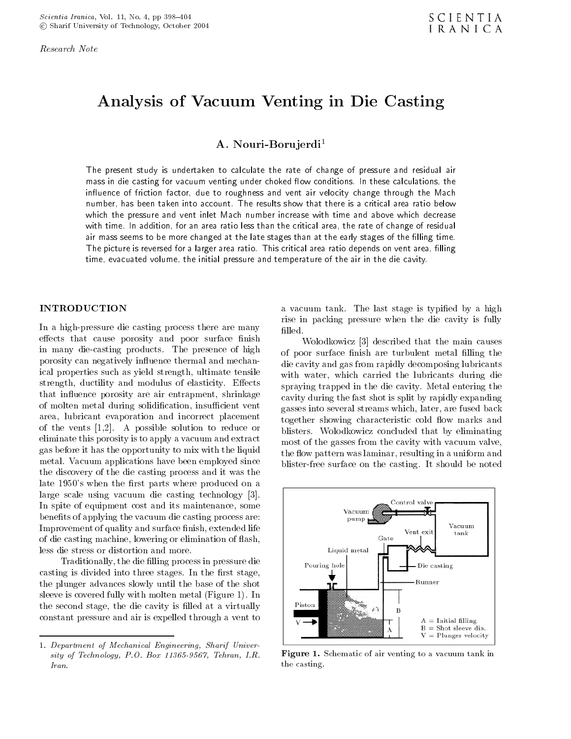*Research Note*

# Analysis of Vacuum Venting in Die Casting

**A. Nouri-Borujerdi**[1]

The present study is undertaken to calculate the rate of change of pressure and residual air mass in die casting for vacuum venting under choked flow conditions. In these calculations, the influence of friction factor, due to roughness and vent air velocity change through the Mach number, has been taken into account. The results show that there is a critical area ratio below which the pressure and vent inlet Mach number increase with time and above which decrease with time. In addition, for an area ratio less than the critical area, the rate of change of residual air mass seems to be more changed at the late stages than at the early stages of the filling time. The picture is reversed for a larger area ratio. This critical area ratio depends on vent area, filling time, evacuated volume, the initial pressure and temperature of the air in the die cavity.

## INTRODUCTION

In a high-pressure die casting process there are many effects that cause porosity and poor surface finish in many die-casting products. The presence of high porosity can negatively influence thermal and mechanical properties such as yield strength, ultimate tensile strength, ductility and modulus of elasticity. Effects that influence porosity are air entrapment, shrinkage of molten metal during solidification, insufficient vent area, lubricant evaporation and incorrect placement of the vents [1,2]. A possible solution to reduce or eliminate this porosity is to apply a vacuum and extract gas before it has the opportunity to mix with the liquid metal. Vacuum applications have been employed since the discovery of the die casting process and it was the late 1950's when the first parts where produced on a large scale using vacuum die casting technology [3]. In spite of equipment cost and its maintenance, some benefits of applying the vacuum die casting process are: Improvement of quality and surface finish, extended life of die casting machine, lowering or elimination of flash, less die stress or distortion and more.

Traditionally, the die filling process in pressure die casting is divided into three stages. In the first stage, the plunger advances slowly until the base of the shot sleeve is covered fully with molten metal (Figure 1). In the second stage, the die cavity is filled at a virtually constant pressure and air is expelled through a vent to a vacuum tank. The last stage is typified by a high rise in packing pressure when the die cavity is fully filled.

Wolodkowicz [3] described that the main causes of poor surface finish are turbulent metal filling the die cavity and gas from rapidly decomposing lubricants with water, which carried the lubricants during die spraying trapped in the die cavity. Metal entering the cavity during the fast shot is split by rapidly expanding gasses into several streams which, later, are fused back together showing characteristic cold flow marks and blisters. Wolodkowicz concluded that by eliminating most of the gasses from the cavity with vacuum valve, the flow pattern was laminar, resulting in a uniform and blister-free surface on the casting. It should be noted

**Figure 1.** Schematic of air venting to a vacuum tank in the casting.

---

1. *Department of Mechanical Engineering, Sharif University of Technology, P.O. Box 11365-9567, Tehran, I.R. Iran.*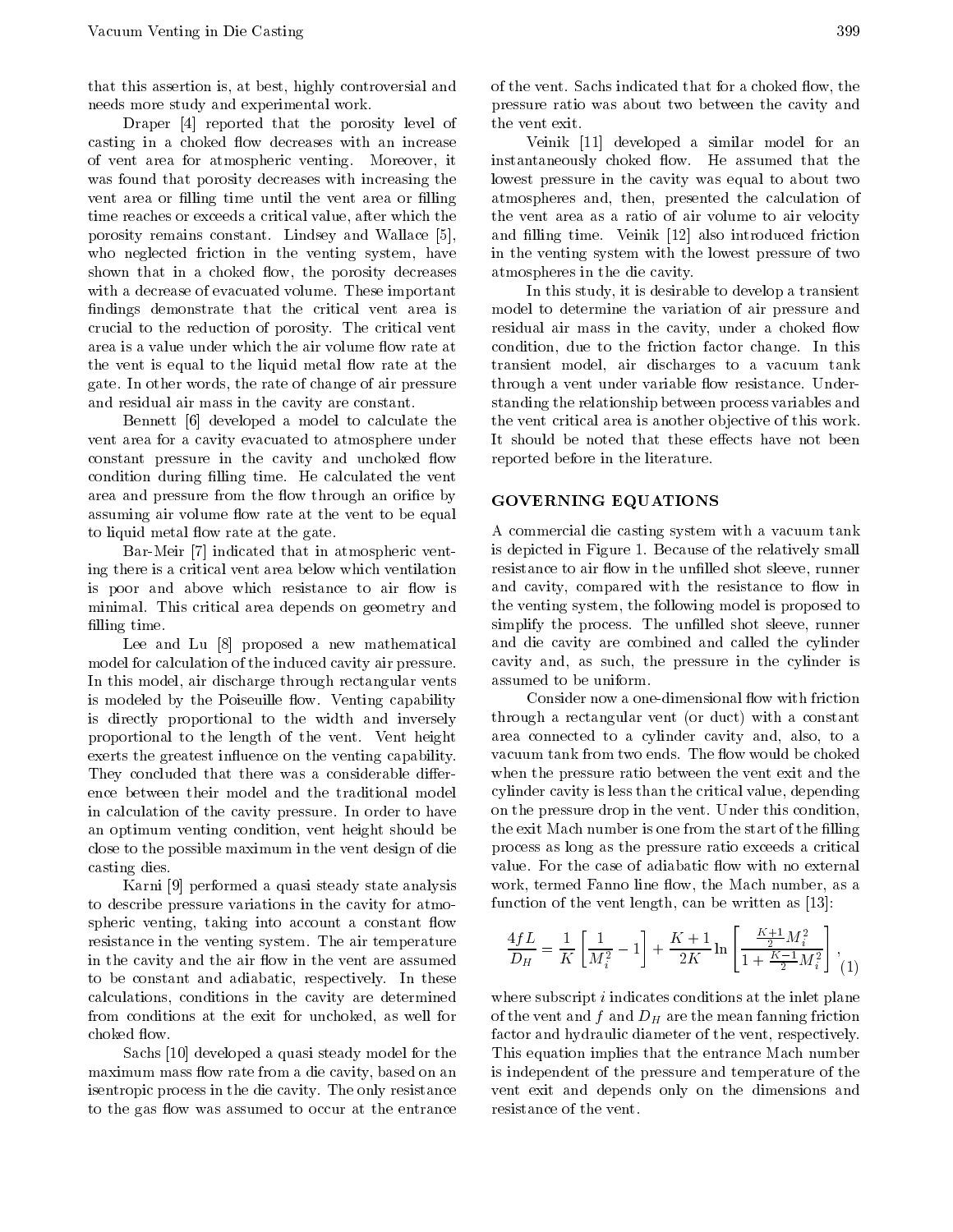that this assertion is, at best, highly controversial and needs more study and experimental work.

Draper [4] reported that the porosity level of casting in a choked flow decreases with an increase of vent area for atmospheric venting. Moreover, it was found that porosity decreases with increasing the vent area or filling time until the vent area or filling time reaches or exceeds a critical value, after which the porosity remains constant. Lindsey and Wallace [5], who neglected friction in the venting system, have shown that in a choked flow, the porosity decreases with a decrease of evacuated volume. These important findings demonstrate that the critical vent area is crucial to the reduction of porosity. The critical vent area is a value under which the air volume flow rate at the vent is equal to the liquid metal flow rate at the gate. In other words, the rate of change of air pressure and residual air mass in the cavity are constant.

Bennett [6] developed a model to calculate the vent area for a cavity evacuated to atmosphere under constant pressure in the cavity and unchoked flow condition during filling time. He calculated the vent area and pressure from the flow through an orifice by assuming air volume flow rate at the vent to be equal to liquid metal flow rate at the gate.

Bar-Meir [7] indicated that in atmospheric venting there is a critical vent area below which ventilation is poor and above which resistance to air flow is minimal. This critical area depends on geometry and filling time.

Lee and Lu [8] proposed a new mathematical model for calculation of the induced cavity air pressure. In this model, air discharge through rectangular vents is modeled by the Poiseuille flow. Venting capability is directly proportional to the width and inversely proportional to the length of the vent. Vent height exerts the greatest influence on the venting capability. They concluded that there was a considerable difference between their model and the traditional model in calculation of the cavity pressure. In order to have an optimum venting condition, vent height should be close to the possible maximum in the vent design of die casting dies.

Karni [9] performed a quasi steady state analysis to describe pressure variations in the cavity for atmospheric venting, taking into account a constant flow resistance in the venting system. The air temperature in the cavity and the air flow in the vent are assumed to be constant and adiabatic, respectively. In these calculations, conditions in the cavity are determined from conditions at the exit for unchoked, as well for choked flow.

Sachs [10] developed a quasi steady model for the maximum mass flow rate from a die cavity, based on an isentropic process in the die cavity. The only resistance to the gas flow was assumed to occur at the entrance of the vent. Sachs indicated that for a choked flow, the pressure ratio was about two between the cavity and the vent exit.

Veinik [11] developed a similar model for an instantaneously choked flow. He assumed that the lowest pressure in the cavity was equal to about two atmospheres and, then, presented the calculation of the vent area as a ratio of air volume to air velocity and filling time. Veinik [12] also introduced friction in the venting system with the lowest pressure of two atmospheres in the die cavity.

In this study, it is desirable to develop a transient model to determine the variation of air pressure and residual air mass in the cavity, under a choked flow condition, due to the friction factor change. In this transient model, air discharges to a vacuum tank through a vent under variable flow resistance. Understanding the relationship between process variables and the vent critical area is another objective of this work. It should be noted that these effects have not been reported before in the literature.

## GOVERNING EQUATIONS

A commercial die casting system with a vacuum tank is depicted in Figure 1. Because of the relatively small resistance to air flow in the unfilled shot sleeve, runner and cavity, compared with the resistance to flow in the venting system, the following model is proposed to simplify the process. The unfilled shot sleeve, runner and die cavity are combined and called the cylinder cavity and, as such, the pressure in the cylinder is assumed to be uniform.

Consider now a one-dimensional flow with friction through a rectangular vent (or duct) with a constant area connected to a cylinder cavity and, also, to a vacuum tank from two ends. The flow would be choked when the pressure ratio between the vent exit and the cylinder cavity is less than the critical value, depending on the pressure drop in the vent. Under this condition, the exit Mach number is one from the start of the filling process as long as the pressure ratio exceeds a critical value. For the case of adiabatic flow with no external work, termed Fanno line flow, the Mach number, as a function of the vent length, can be written as [13]:

$$\frac{4fL}{D_H} = \frac{1}{K}\left[\frac{1}{M_i^2} - 1\right] + \frac{K+1}{2K}\ln\left[\frac{\frac{K+1}{2}M_i^2}{1+\frac{K-1}{2}M_i^2}\right], \tag{1}$$

where subscript $i$ indicates conditions at the inlet plane of the vent and $f$ and $D_H$ are the mean fanning friction factor and hydraulic diameter of the vent, respectively. This equation implies that the entrance Mach number is independent of the pressure and temperature of the vent exit and depends only on the dimensions and resistance of the vent.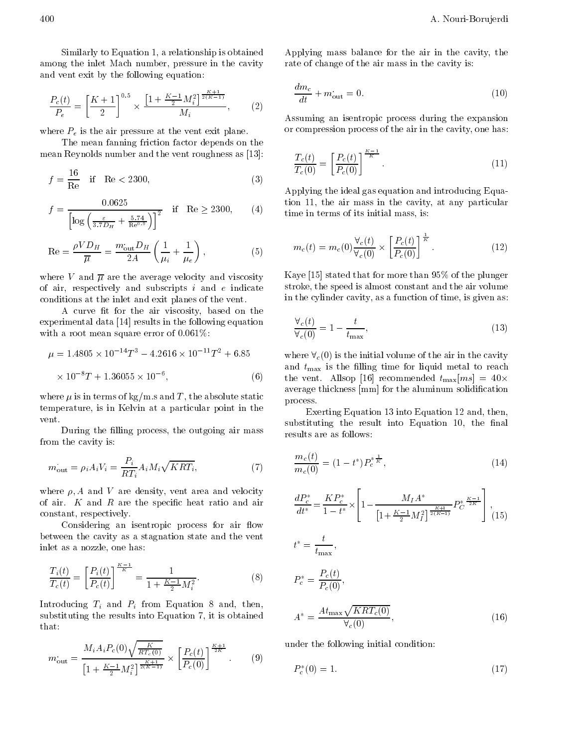Similarly to Equation 1, a relationship is obtained among the inlet Mach number, pressure in the cavity and vent exit by the following equation:

$$\frac{P_c(t)}{P_e} = \left[\frac{K+1}{2}\right]^{0.5} \times \frac{\left[1+\frac{K-1}{2}M_i^2\right]^{\frac{K+1}{2(K-1)}}}{M_i}, \tag{2}$$

where $P_e$ is the air pressure at the vent exit plane.

The mean fanning friction factor depends on the mean Reynolds number and the vent roughness as [13]:

$$f = \frac{16}{\text{Re}} \quad \text{if} \quad \text{Re} < 2300, \tag{3}$$

$$f = \frac{0.0625}{\left[\log\left(\frac{\varepsilon}{3.7D_H} + \frac{5.74}{\text{Re}^{0.9}}\right)\right]^2} \quad \text{if} \quad \text{Re} \geq 2300, \tag{4}$$

$$\text{Re} = \frac{\rho V D_H}{\overline{\mu}} = \frac{\dot{m}_{\text{out}} D_H}{2A}\left(\frac{1}{\mu_i} + \frac{1}{\mu_e}\right), \tag{5}$$

where $V$ and $\overline{\mu}$ are the average velocity and viscosity of air, respectively and subscripts $i$ and $e$ indicate conditions at the inlet and exit planes of the vent.

A curve fit for the air viscosity, based on the experimental data [14] results in the following equation with a root mean square error of 0.061%:

$$\mu = 1.4805 \times 10^{-14}T^3 - 4.2616 \times 10^{-11}T^2 + 6.85 \times 10^{-8}T + 1.36055 \times 10^{-6}, \tag{6}$$

where $\mu$ is in terms of kg/m.s and $T$, the absolute static temperature, is in Kelvin at a particular point in the vent.

During the filling process, the outgoing air mass from the cavity is:

$$\dot{m}_{\text{out}} = \rho_i A_i V_i = \frac{P_i}{RT_i} A_i M_i \sqrt{KRT_i}, \tag{7}$$

where $\rho$, $A$ and $V$ are density, vent area and velocity of air. $K$ and $R$ are the specific heat ratio and air constant, respectively.

Considering an isentropic process for air flow between the cavity as a stagnation state and the vent inlet as a nozzle, one has:

$$\frac{T_i(t)}{T_c(t)} = \left[\frac{P_i(t)}{P_c(t)}\right]^{\frac{K-1}{K}} = \frac{1}{1+\frac{K-1}{2}M_i^2}. \tag{8}$$

Introducing $T_i$ and $P_i$ from Equation 8 and, then, substituting the results into Equation 7, it is obtained that:

$$\dot{m}_{\text{out}} = \frac{M_i A_i P_c(0)\sqrt{\frac{K}{RT_c(0)}}}{\left[1+\frac{K-1}{2}M_i^2\right]^{\frac{K+1}{2(K-1)}}} \times \left[\frac{P_c(t)}{P_c(0)}\right]^{\frac{K+1}{2K}}. \tag{9}$$

Applying mass balance for the air in the cavity, the rate of change of the air mass in the cavity is:

$$\frac{dm_c}{dt} + \dot{m}_{\text{out}} = 0. \tag{10}$$

Assuming an isentropic process during the expansion or compression process of the air in the cavity, one has:

$$\frac{T_c(t)}{T_c(0)} = \left[\frac{P_c(t)}{P_c(0)}\right]^{\frac{K-1}{K}}. \tag{11}$$

Applying the ideal gas equation and introducing Equation 11, the air mass in the cavity, at any particular time in terms of its initial mass, is:

$$m_c(t) = m_c(0)\frac{\forall_c(t)}{\forall_c(0)} \times \left[\frac{P_c(t)}{P_c(0)}\right]^{\frac{1}{K}}. \tag{12}$$

Kaye [15] stated that for more than 95% of the plunger stroke, the speed is almost constant and the air volume in the cylinder cavity, as a function of time, is given as:

$$\frac{\forall_c(t)}{\forall_c(0)} = 1 - \frac{t}{t_{\max}}, \tag{13}$$

where $\forall_c(0)$ is the initial volume of the air in the cavity and $t_{\max}$ is the filling time for liquid metal to reach the vent. Allsop [16] recommended $t_{\max}[ms] = 40\times$ average thickness [mm] for the aluminum solidification process.

Exerting Equation 13 into Equation 12 and, then, substituting the result into Equation 10, the final results are as follows:

$$\frac{m_c(t)}{m_c(0)} = (1-t^*)P_c^{*\frac{1}{K}}, \tag{14}$$

$$\frac{dP_c^*}{dt^*} = \frac{KP_c^*}{1-t^*} \times \left[1 - \frac{M_I A^*}{\left[1+\frac{K-1}{2}M_I^2\right]^{\frac{K+1}{2(K-1)}}} P_C^{*\frac{K-1}{2K}}\right], \tag{15}$$

$$t^* = \frac{t}{t_{\max}},$$

$$P_c^* = \frac{P_c(t)}{P_c(0)},$$

$$A^* = \frac{A t_{\max}\sqrt{KRT_c(0)}}{\forall_c(0)}, \tag{16}$$

under the following initial condition:

$$P_c^*(0) = 1. \tag{17}$$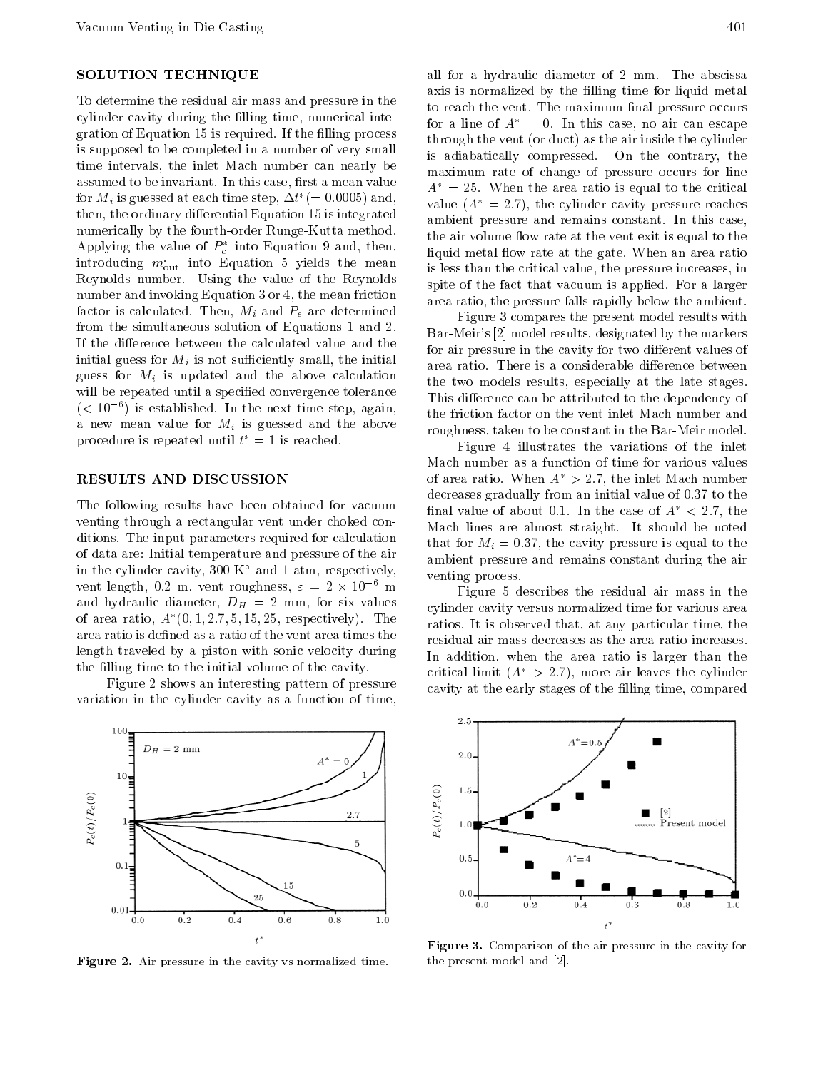## SOLUTION TECHNIQUE

To determine the residual air mass and pressure in the cylinder cavity during the filling time, numerical integration of Equation 15 is required. If the filling process is supposed to be completed in a number of very small time intervals, the inlet Mach number can nearly be assumed to be invariant. In this case, first a mean value for $M_i$ is guessed at each time step, $\Delta t^*(= 0.0005)$ and, then, the ordinary differential Equation 15 is integrated numerically by the fourth-order Runge-Kutta method. Applying the value of $P_c^*$ into Equation 9 and, then, introducing $\dot{m}_{\text{out}}$ into Equation 5 yields the mean Reynolds number. Using the value of the Reynolds number and invoking Equation 3 or 4, the mean friction factor is calculated. Then, $M_i$ and $P_e$ are determined from the simultaneous solution of Equations 1 and 2. If the difference between the calculated value and the initial guess for $M_i$ is not sufficiently small, the initial guess for $M_i$ is updated and the above calculation will be repeated until a specified convergence tolerance ($< 10^{-6}$) is established. In the next time step, again, a new mean value for $M_i$ is guessed and the above procedure is repeated until $t^* = 1$ is reached.

## RESULTS AND DISCUSSION

The following results have been obtained for vacuum venting through a rectangular vent under choked conditions. The input parameters required for calculation of data are: Initial temperature and pressure of the air in the cylinder cavity, 300 K° and 1 atm, respectively, vent length, 0.2 m, vent roughness, $\varepsilon = 2 \times 10^{-6}$ m and hydraulic diameter, $D_H = 2$ mm, for six values of area ratio, $A^*(0, 1, 2.7, 5, 15, 25$, respectively). The area ratio is defined as a ratio of the vent area times the length traveled by a piston with sonic velocity during the filling time to the initial volume of the cavity.

Figure 2 shows an interesting pattern of pressure variation in the cylinder cavity as a function of time, all for a hydraulic diameter of 2 mm. The abscissa axis is normalized by the filling time for liquid metal to reach the vent. The maximum final pressure occurs for a line of $A^* = 0$. In this case, no air can escape through the vent (or duct) as the air inside the cylinder is adiabatically compressed. On the contrary, the maximum rate of change of pressure occurs for line $A^* = 25$. When the area ratio is equal to the critical value ($A^* = 2.7$), the cylinder cavity pressure reaches ambient pressure and remains constant. In this case, the air volume flow rate at the vent exit is equal to the liquid metal flow rate at the gate. When an area ratio is less than the critical value, the pressure increases, in spite of the fact that vacuum is applied. For a larger area ratio, the pressure falls rapidly below the ambient.

Figure 3 compares the present model results with Bar-Meir's [2] model results, designated by the markers for air pressure in the cavity for two different values of area ratio. There is a considerable difference between the two models results, especially at the late stages. This difference can be attributed to the dependency of the friction factor on the vent inlet Mach number and roughness, taken to be constant in the Bar-Meir model.

Figure 4 illustrates the variations of the inlet Mach number as a function of time for various values of area ratio. When $A^* > 2.7$, the inlet Mach number decreases gradually from an initial value of 0.37 to the final value of about 0.1. In the case of $A^* < 2.7$, the Mach lines are almost straight. It should be noted that for $M_i = 0.37$, the cavity pressure is equal to the ambient pressure and remains constant during the air venting process.

Figure 5 describes the residual air mass in the cylinder cavity versus normalized time for various area ratios. It is observed that, at any particular time, the residual air mass decreases as the area ratio increases. In addition, when the area ratio is larger than the critical limit ($A^* > 2.7$), more air leaves the cylinder cavity at the early stages of the filling time, compared

**Figure 2.** Air pressure in the cavity vs normalized time.

**Figure 3.** Comparison of the air pressure in the cavity for the present model and [2].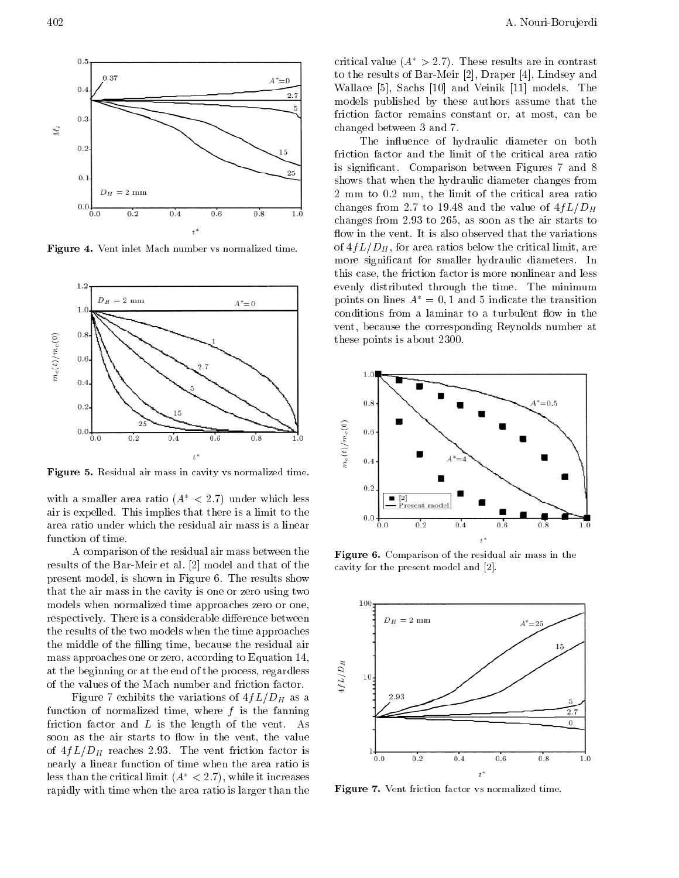Figure 4. Vent inlet Mach number vs normalized time.

Figure 5. Residual air mass in cavity vs normalized time.

with a smaller area ratio ($A^* < 2.7$) under which less air is expelled. This implies that there is a limit to the area ratio under which the residual air mass is a linear function of time.

A comparison of the residual air mass between the results of the Bar-Meir et al. [2] model and that of the present model, is shown in Figure 6. The results show that the air mass in the cavity is one or zero using two models when normalized time approaches zero or one, respectively. There is a considerable difference between the results of the two models when the time approaches the middle of the filling time, because the residual air mass approaches one or zero, according to Equation 14, at the beginning or at the end of the process, regardless of the values of the Mach number and friction factor.

Figure 7 exhibits the variations of $4fL/D_H$ as a function of normalized time, where $f$ is the fanning friction factor and $L$ is the length of the vent. As soon as the air starts to flow in the vent, the value of $4fL/D_H$ reaches 2.93. The vent friction factor is nearly a linear function of time when the area ratio is less than the critical limit ($A^* < 2.7$), while it increases rapidly with time when the area ratio is larger than the critical value ($A^* > 2.7$). These results are in contrast to the results of Bar-Meir [2], Draper [4], Lindsey and Wallace [5], Sachs [10] and Veinik [11] models. The models published by these authors assume that the friction factor remains constant or, at most, can be changed between 3 and 7.

The influence of hydraulic diameter on both friction factor and the limit of the critical area ratio is significant. Comparison between Figures 7 and 8 shows that when the hydraulic diameter changes from 2 mm to 0.2 mm, the limit of the critical area ratio changes from 2.7 to 19.48 and the value of $4fL/D_H$ changes from 2.93 to 265, as soon as the air starts to flow in the vent. It is also observed that the variations of $4fL/D_H$, for area ratios below the critical limit, are more significant for smaller hydraulic diameters. In this case, the friction factor is more nonlinear and less evenly distributed through the time. The minimum points on lines $A^* = 0, 1$ and 5 indicate the transition conditions from a laminar to a turbulent flow in the vent, because the corresponding Reynolds number at these points is about 2300.

Figure 6. Comparison of the residual air mass in the cavity for the present model and [2].

Figure 7. Vent friction factor vs normalized time.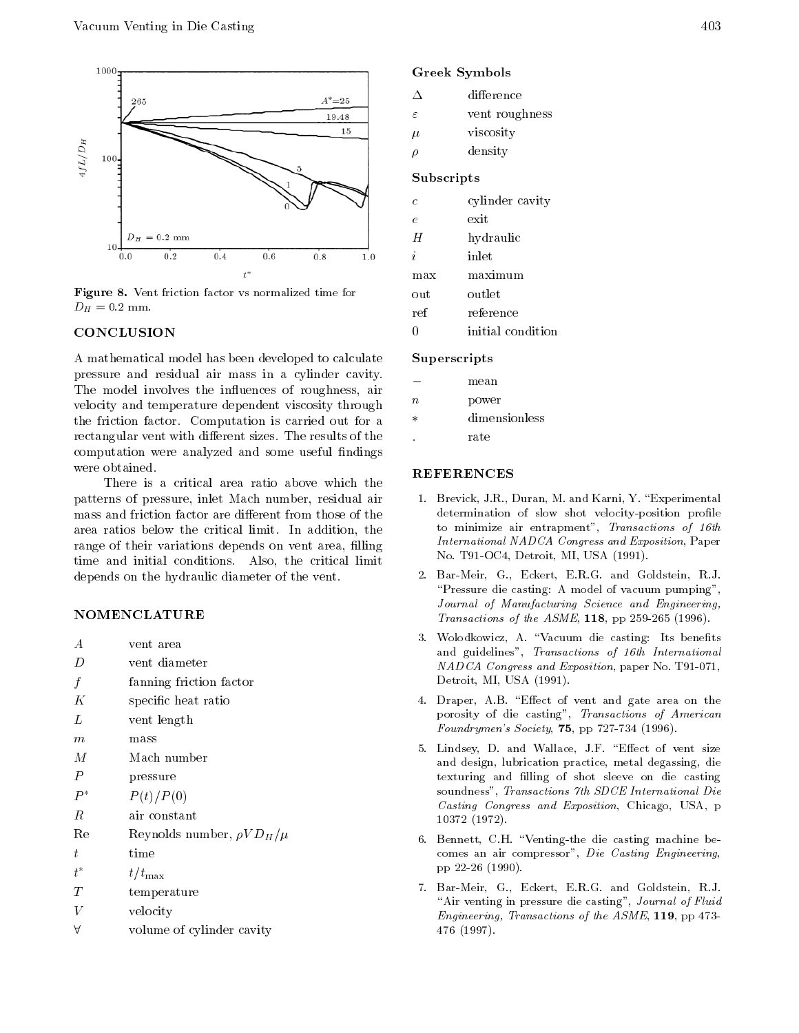**Figure 8.** Vent friction factor vs normalized time for $D_H = 0.2$ mm.

## CONCLUSION

A mathematical model has been developed to calculate pressure and residual air mass in a cylinder cavity. The model involves the influences of roughness, air velocity and temperature dependent viscosity through the friction factor. Computation is carried out for a rectangular vent with different sizes. The results of the computation were analyzed and some useful findings were obtained.

There is a critical area ratio above which the patterns of pressure, inlet Mach number, residual air mass and friction factor are different from those of the area ratios below the critical limit. In addition, the range of their variations depends on vent area, filling time and initial conditions. Also, the critical limit depends on the hydraulic diameter of the vent.

## NOMENCLATURE

| | |
|---|---|
| $A$ | vent area |
| $D$ | vent diameter |
| $f$ | fanning friction factor |
| $K$ | specific heat ratio |
| $L$ | vent length |
| $m$ | mass |
| $M$ | Mach number |
| $P$ | pressure |
| $P^*$ | $P(t)/P(0)$ |
| $R$ | air constant |
| Re | Reynolds number, $\rho V D_H/\mu$ |
| $t$ | time |
| $t^*$ | $t/t_{\max}$ |
| $T$ | temperature |
| $V$ | velocity |
| $\forall$ | volume of cylinder cavity |

### Greek Symbols

| | |
|---|---|
| $\Delta$ | difference |
| $\varepsilon$ | vent roughness |
| $\mu$ | viscosity |
| $\rho$ | density |

### Subscripts

| | |
|---|---|
| $c$ | cylinder cavity |
| $e$ | exit |
| $H$ | hydraulic |
| $i$ | inlet |
| max | maximum |
| out | outlet |
| ref | reference |
| 0 | initial condition |

### Superscripts

| | |
|---|---|
| $-$ | mean |
| $n$ | power |
| $*$ | dimensionless |
| . | rate |

## REFERENCES

1. Brevick, J.R., Duran, M. and Karni, Y. "Experimental determination of slow shot velocity-position profile to minimize air entrapment", *Transactions of 16th International NADCA Congress and Exposition*, Paper No. T91-OC4, Detroit, MI, USA (1991).
2. Bar-Meir, G., Eckert, E.R.G. and Goldstein, R.J. "Pressure die casting: A model of vacuum pumping", *Journal of Manufacturing Science and Engineering, Transactions of the ASME*, **118**, pp 259-265 (1996).
3. Wolodkowicz, A. "Vacuum die casting: Its benefits and guidelines", *Transactions of 16th International NADCA Congress and Exposition*, paper No. T91-071, Detroit, MI, USA (1991).
4. Draper, A.B. "Effect of vent and gate area on the porosity of die casting", *Transactions of American Foundrymen's Society*, **75**, pp 727-734 (1996).
5. Lindsey, D. and Wallace, J.F. "Effect of vent size and design, lubrication practice, metal degassing, die texturing and filling of shot sleeve on die casting soundness", *Transactions 7th SDCE International Die Casting Congress and Exposition*, Chicago, USA, p 10372 (1972).
6. Bennett, C.H. "Venting-the die casting machine becomes an air compressor", *Die Casting Engineering*, pp 22-26 (1990).
7. Bar-Meir, G., Eckert, E.R.G. and Goldstein, R.J. "Air venting in pressure die casting", *Journal of Fluid Engineering, Transactions of the ASME*, **119**, pp 473-476 (1997).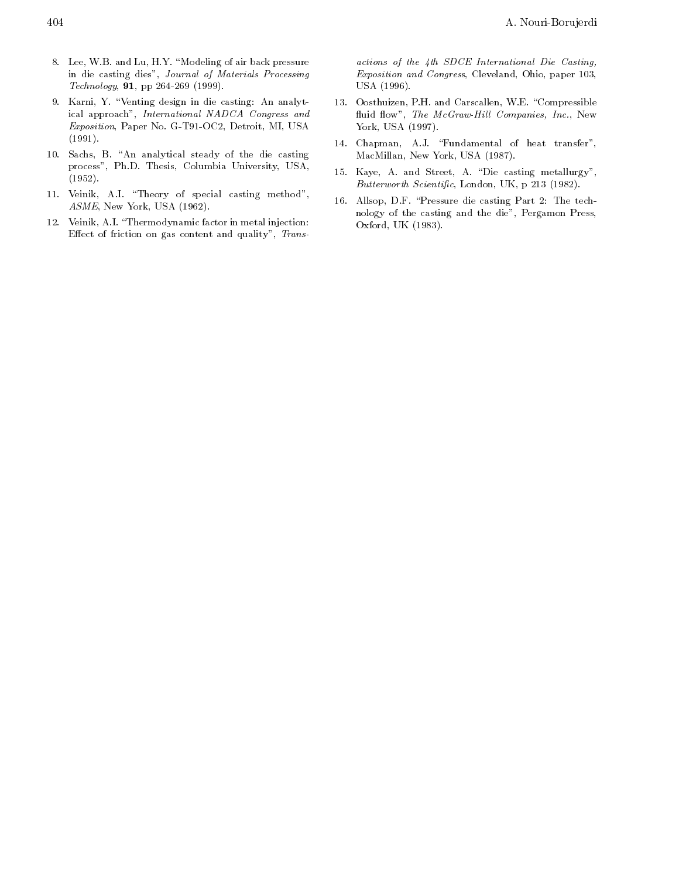8. Lee, W.B. and Lu, H.Y. "Modeling of air back pressure in die casting dies", *Journal of Materials Processing Technology*, **91**, pp 264-269 (1999).

9. Karni, Y. "Venting design in die casting: An analytical approach", *International NADCA Congress and Exposition*, Paper No. G-T91-OC2, Detroit, MI, USA (1991).

10. Sachs, B. "An analytical steady of the die casting process", Ph.D. Thesis, Columbia University, USA, (1952).

11. Veinik, A.I. "Theory of special casting method", *ASME*, New York, USA (1962).

12. Veinik, A.I. "Thermodynamic factor in metal injection: Effect of friction on gas content and quality", *Transactions of the 4th SDCE International Die Casting, Exposition and Congress*, Cleveland, Ohio, paper 103, USA (1996).

13. Oosthuizen, P.H. and Carscallen, W.E. "Compressible fluid flow", *The McGraw-Hill Companies, Inc.*, New York, USA (1997).

14. Chapman, A.J. "Fundamental of heat transfer", MacMillan, New York, USA (1987).

15. Kaye, A. and Street, A. "Die casting metallurgy", *Butterworth Scientific*, London, UK, p 213 (1982).

16. Allsop, D.F. "Pressure die casting Part 2: The technology of the casting and the die", Pergamon Press, Oxford, UK (1983).